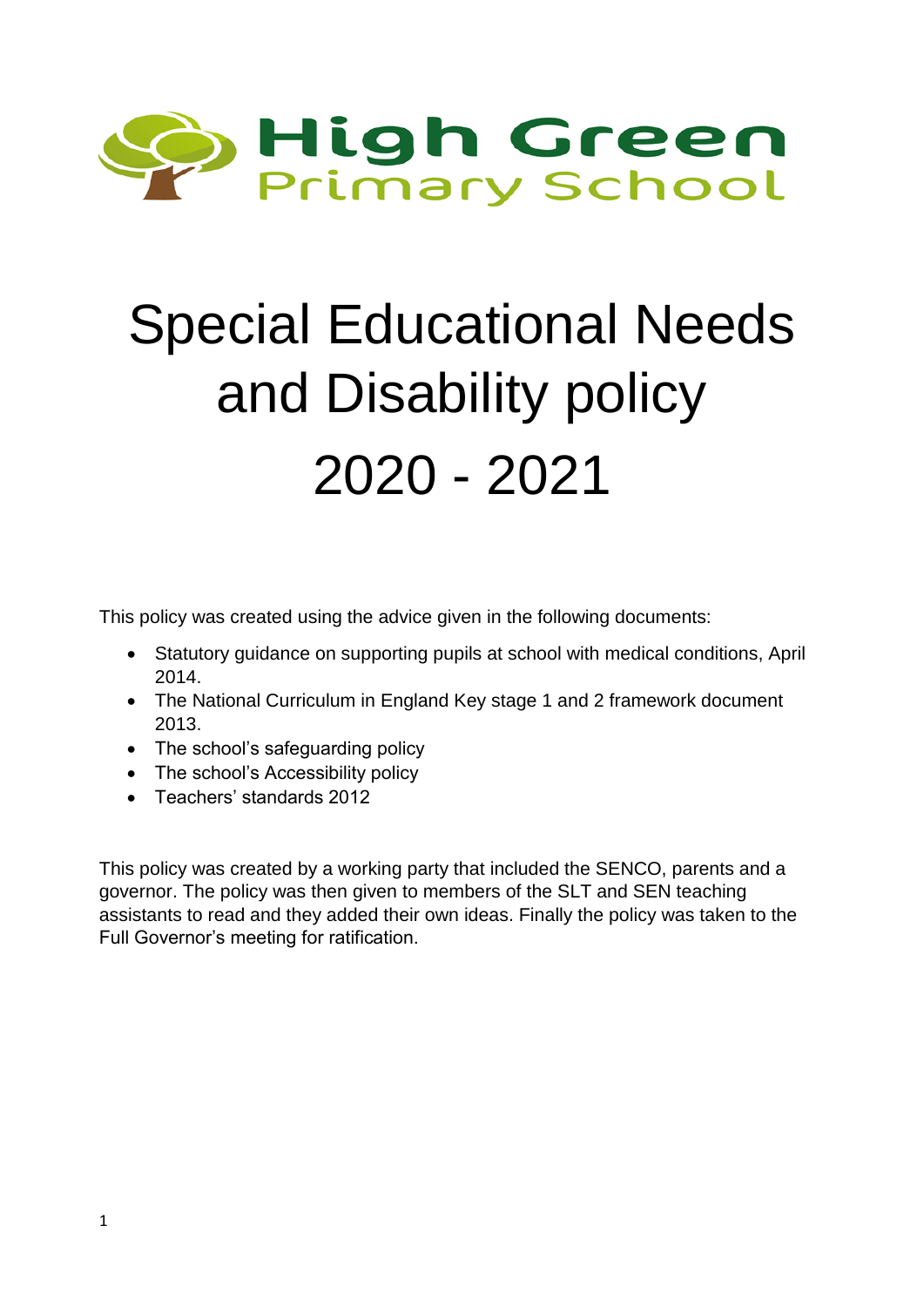High Green
Primary School

# Special Educational Needs and Disability policy 2020 - 2021

This policy was created using the advice given in the following documents:

- Statutory guidance on supporting pupils at school with medical conditions, April 2014.
- The National Curriculum in England Key stage 1 and 2 framework document 2013.
- The school's safeguarding policy
- The school's Accessibility policy
- Teachers' standards 2012

This policy was created by a working party that included the SENCO, parents and a governor. The policy was then given to members of the SLT and SEN teaching assistants to read and they added their own ideas. Finally the policy was taken to the Full Governor's meeting for ratification.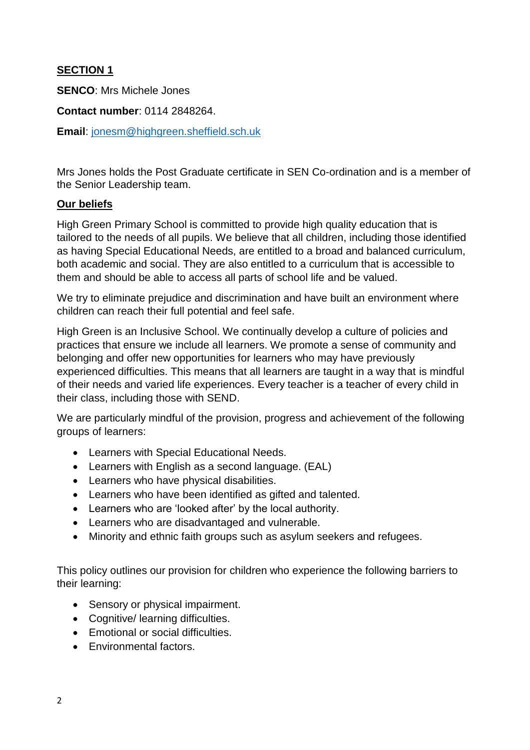## SECTION 1

**SENCO**: Mrs Michele Jones

**Contact number**: 0114 2848264.

**Email**: jonesm@highgreen.sheffield.sch.uk

Mrs Jones holds the Post Graduate certificate in SEN Co-ordination and is a member of the Senior Leadership team.

### Our beliefs

High Green Primary School is committed to provide high quality education that is tailored to the needs of all pupils. We believe that all children, including those identified as having Special Educational Needs, are entitled to a broad and balanced curriculum, both academic and social. They are also entitled to a curriculum that is accessible to them and should be able to access all parts of school life and be valued.

We try to eliminate prejudice and discrimination and have built an environment where children can reach their full potential and feel safe.

High Green is an Inclusive School. We continually develop a culture of policies and practices that ensure we include all learners. We promote a sense of community and belonging and offer new opportunities for learners who may have previously experienced difficulties. This means that all learners are taught in a way that is mindful of their needs and varied life experiences. Every teacher is a teacher of every child in their class, including those with SEND.

We are particularly mindful of the provision, progress and achievement of the following groups of learners:

- Learners with Special Educational Needs.
- Learners with English as a second language. (EAL)
- Learners who have physical disabilities.
- Learners who have been identified as gifted and talented.
- Learners who are 'looked after' by the local authority.
- Learners who are disadvantaged and vulnerable.
- Minority and ethnic faith groups such as asylum seekers and refugees.

This policy outlines our provision for children who experience the following barriers to their learning:

- Sensory or physical impairment.
- Cognitive/ learning difficulties.
- Emotional or social difficulties.
- Environmental factors.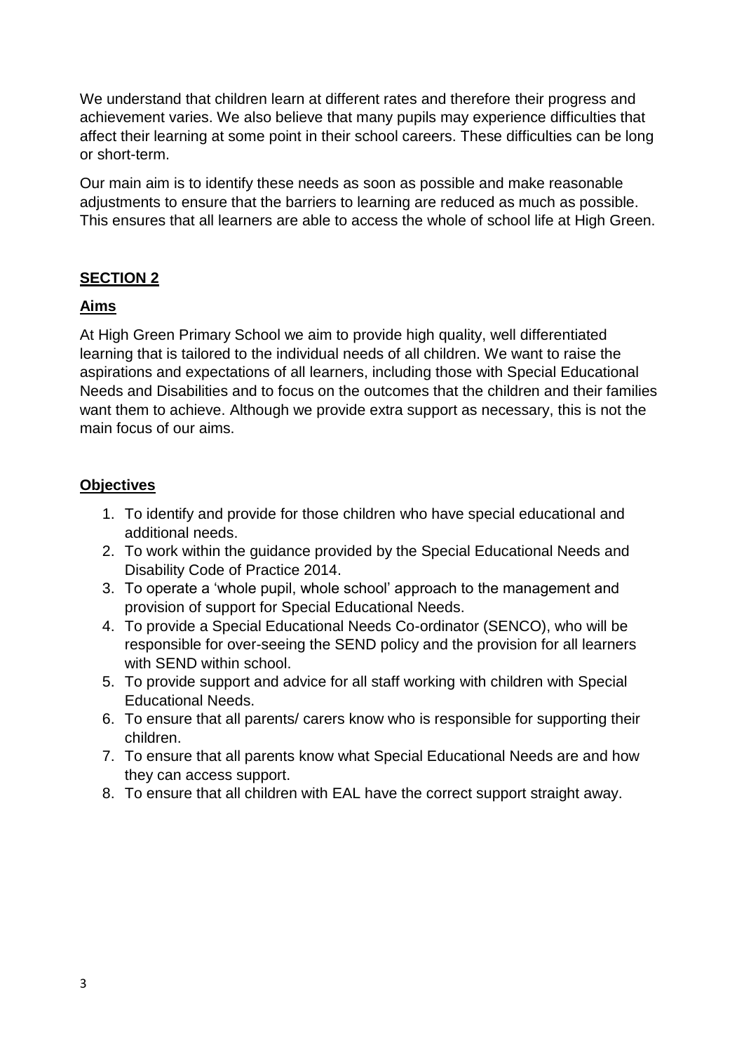We understand that children learn at different rates and therefore their progress and achievement varies. We also believe that many pupils may experience difficulties that affect their learning at some point in their school careers. These difficulties can be long or short-term.

Our main aim is to identify these needs as soon as possible and make reasonable adjustments to ensure that the barriers to learning are reduced as much as possible. This ensures that all learners are able to access the whole of school life at High Green.

## SECTION 2

### Aims

At High Green Primary School we aim to provide high quality, well differentiated learning that is tailored to the individual needs of all children. We want to raise the aspirations and expectations of all learners, including those with Special Educational Needs and Disabilities and to focus on the outcomes that the children and their families want them to achieve. Although we provide extra support as necessary, this is not the main focus of our aims.

### Objectives

1. To identify and provide for those children who have special educational and additional needs.
2. To work within the guidance provided by the Special Educational Needs and Disability Code of Practice 2014.
3. To operate a 'whole pupil, whole school' approach to the management and provision of support for Special Educational Needs.
4. To provide a Special Educational Needs Co-ordinator (SENCO), who will be responsible for over-seeing the SEND policy and the provision for all learners with SEND within school.
5. To provide support and advice for all staff working with children with Special Educational Needs.
6. To ensure that all parents/ carers know who is responsible for supporting their children.
7. To ensure that all parents know what Special Educational Needs are and how they can access support.
8. To ensure that all children with EAL have the correct support straight away.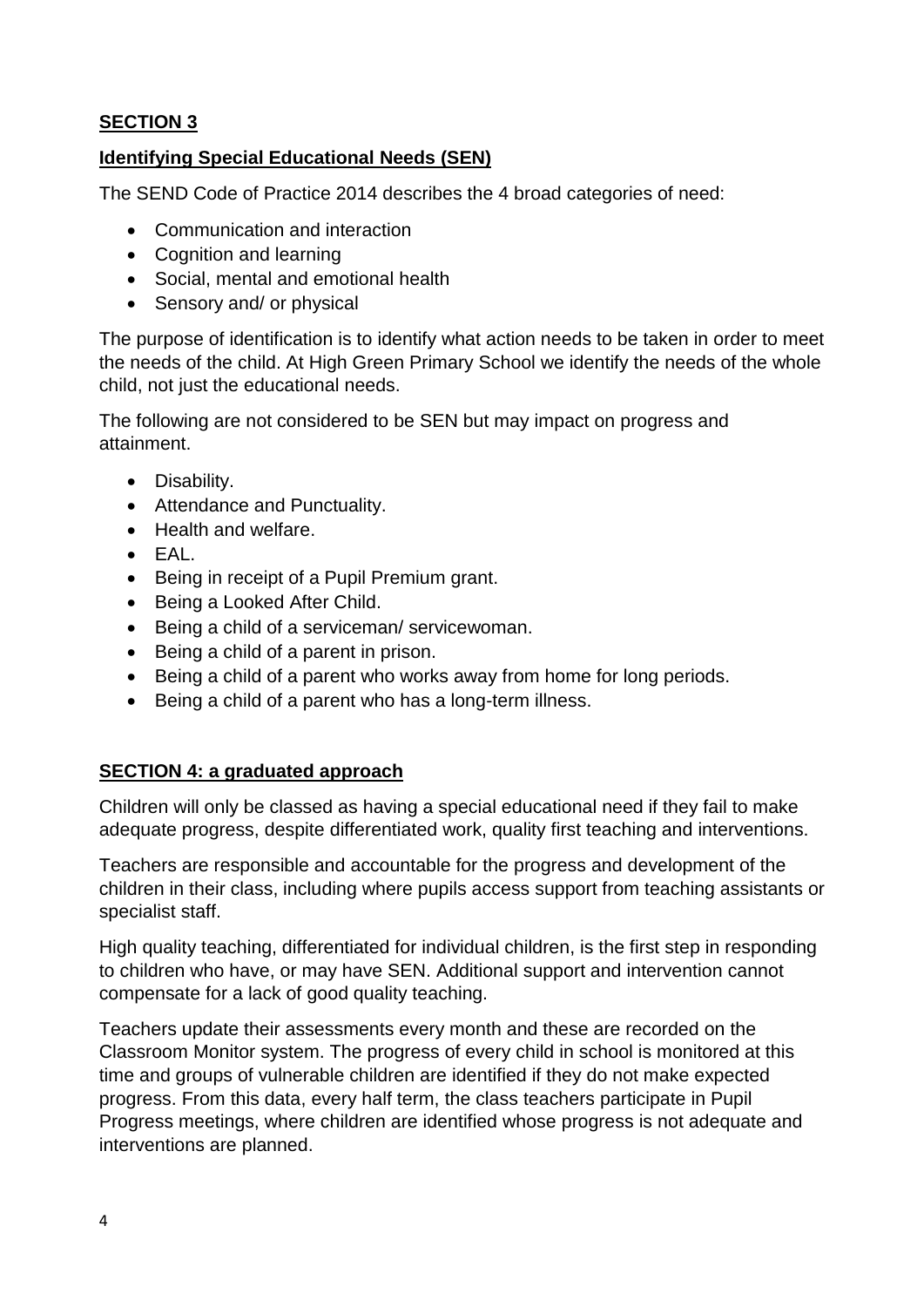## SECTION 3

### Identifying Special Educational Needs (SEN)

The SEND Code of Practice 2014 describes the 4 broad categories of need:

- Communication and interaction
- Cognition and learning
- Social, mental and emotional health
- Sensory and/ or physical

The purpose of identification is to identify what action needs to be taken in order to meet the needs of the child. At High Green Primary School we identify the needs of the whole child, not just the educational needs.

The following are not considered to be SEN but may impact on progress and attainment.

- Disability.
- Attendance and Punctuality.
- Health and welfare.
- EAL.
- Being in receipt of a Pupil Premium grant.
- Being a Looked After Child.
- Being a child of a serviceman/ servicewoman.
- Being a child of a parent in prison.
- Being a child of a parent who works away from home for long periods.
- Being a child of a parent who has a long-term illness.

## SECTION 4: a graduated approach

Children will only be classed as having a special educational need if they fail to make adequate progress, despite differentiated work, quality first teaching and interventions.

Teachers are responsible and accountable for the progress and development of the children in their class, including where pupils access support from teaching assistants or specialist staff.

High quality teaching, differentiated for individual children, is the first step in responding to children who have, or may have SEN. Additional support and intervention cannot compensate for a lack of good quality teaching.

Teachers update their assessments every month and these are recorded on the Classroom Monitor system. The progress of every child in school is monitored at this time and groups of vulnerable children are identified if they do not make expected progress. From this data, every half term, the class teachers participate in Pupil Progress meetings, where children are identified whose progress is not adequate and interventions are planned.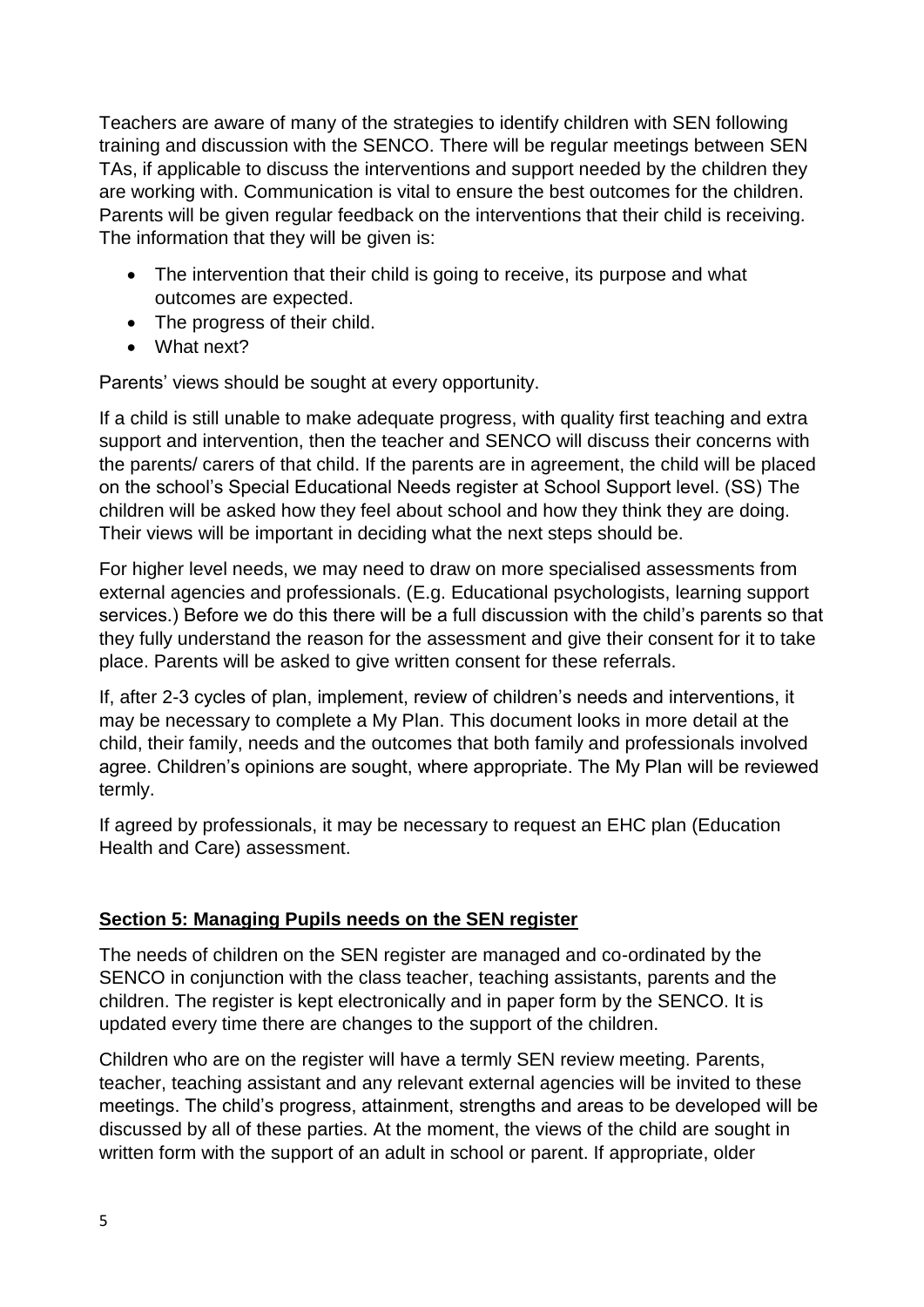Teachers are aware of many of the strategies to identify children with SEN following training and discussion with the SENCO. There will be regular meetings between SEN TAs, if applicable to discuss the interventions and support needed by the children they are working with. Communication is vital to ensure the best outcomes for the children. Parents will be given regular feedback on the interventions that their child is receiving. The information that they will be given is:

- The intervention that their child is going to receive, its purpose and what outcomes are expected.
- The progress of their child.
- What next?

Parents' views should be sought at every opportunity.

If a child is still unable to make adequate progress, with quality first teaching and extra support and intervention, then the teacher and SENCO will discuss their concerns with the parents/ carers of that child. If the parents are in agreement, the child will be placed on the school's Special Educational Needs register at School Support level. (SS) The children will be asked how they feel about school and how they think they are doing. Their views will be important in deciding what the next steps should be.

For higher level needs, we may need to draw on more specialised assessments from external agencies and professionals. (E.g. Educational psychologists, learning support services.) Before we do this there will be a full discussion with the child's parents so that they fully understand the reason for the assessment and give their consent for it to take place. Parents will be asked to give written consent for these referrals.

If, after 2-3 cycles of plan, implement, review of children's needs and interventions, it may be necessary to complete a My Plan. This document looks in more detail at the child, their family, needs and the outcomes that both family and professionals involved agree. Children's opinions are sought, where appropriate. The My Plan will be reviewed termly.

If agreed by professionals, it may be necessary to request an EHC plan (Education Health and Care) assessment.

## Section 5: Managing Pupils needs on the SEN register

The needs of children on the SEN register are managed and co-ordinated by the SENCO in conjunction with the class teacher, teaching assistants, parents and the children. The register is kept electronically and in paper form by the SENCO. It is updated every time there are changes to the support of the children.

Children who are on the register will have a termly SEN review meeting. Parents, teacher, teaching assistant and any relevant external agencies will be invited to these meetings. The child's progress, attainment, strengths and areas to be developed will be discussed by all of these parties. At the moment, the views of the child are sought in written form with the support of an adult in school or parent. If appropriate, older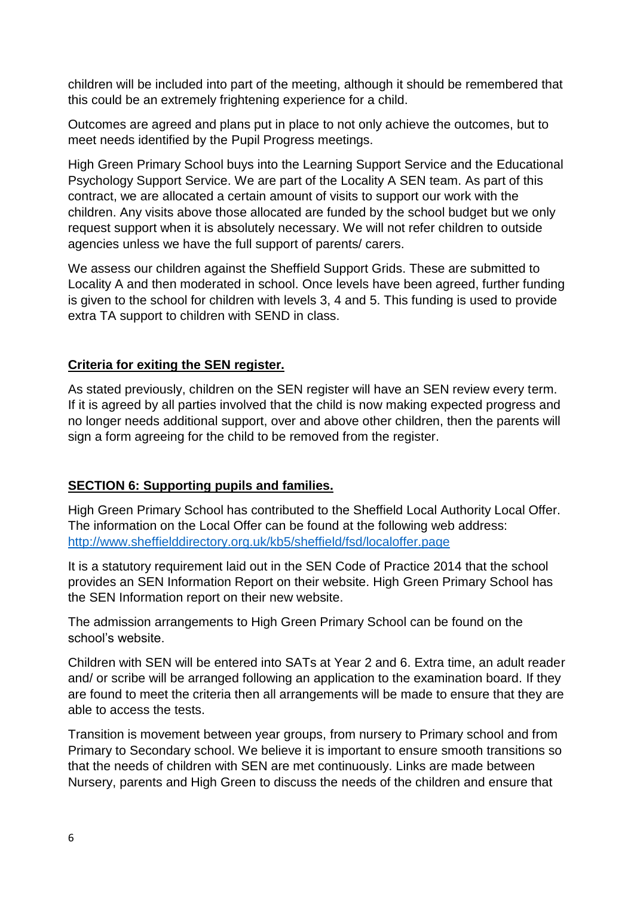children will be included into part of the meeting, although it should be remembered that this could be an extremely frightening experience for a child.

Outcomes are agreed and plans put in place to not only achieve the outcomes, but to meet needs identified by the Pupil Progress meetings.

High Green Primary School buys into the Learning Support Service and the Educational Psychology Support Service. We are part of the Locality A SEN team. As part of this contract, we are allocated a certain amount of visits to support our work with the children. Any visits above those allocated are funded by the school budget but we only request support when it is absolutely necessary. We will not refer children to outside agencies unless we have the full support of parents/ carers.

We assess our children against the Sheffield Support Grids. These are submitted to Locality A and then moderated in school. Once levels have been agreed, further funding is given to the school for children with levels 3, 4 and 5. This funding is used to provide extra TA support to children with SEND in class.

**Criteria for exiting the SEN register.**

As stated previously, children on the SEN register will have an SEN review every term. If it is agreed by all parties involved that the child is now making expected progress and no longer needs additional support, over and above other children, then the parents will sign a form agreeing for the child to be removed from the register.

**SECTION 6: Supporting pupils and families.**

High Green Primary School has contributed to the Sheffield Local Authority Local Offer. The information on the Local Offer can be found at the following web address: http://www.sheffielddirectory.org.uk/kb5/sheffield/fsd/localoffer.page

It is a statutory requirement laid out in the SEN Code of Practice 2014 that the school provides an SEN Information Report on their website. High Green Primary School has the SEN Information report on their new website.

The admission arrangements to High Green Primary School can be found on the school's website.

Children with SEN will be entered into SATs at Year 2 and 6. Extra time, an adult reader and/ or scribe will be arranged following an application to the examination board. If they are found to meet the criteria then all arrangements will be made to ensure that they are able to access the tests.

Transition is movement between year groups, from nursery to Primary school and from Primary to Secondary school. We believe it is important to ensure smooth transitions so that the needs of children with SEN are met continuously. Links are made between Nursery, parents and High Green to discuss the needs of the children and ensure that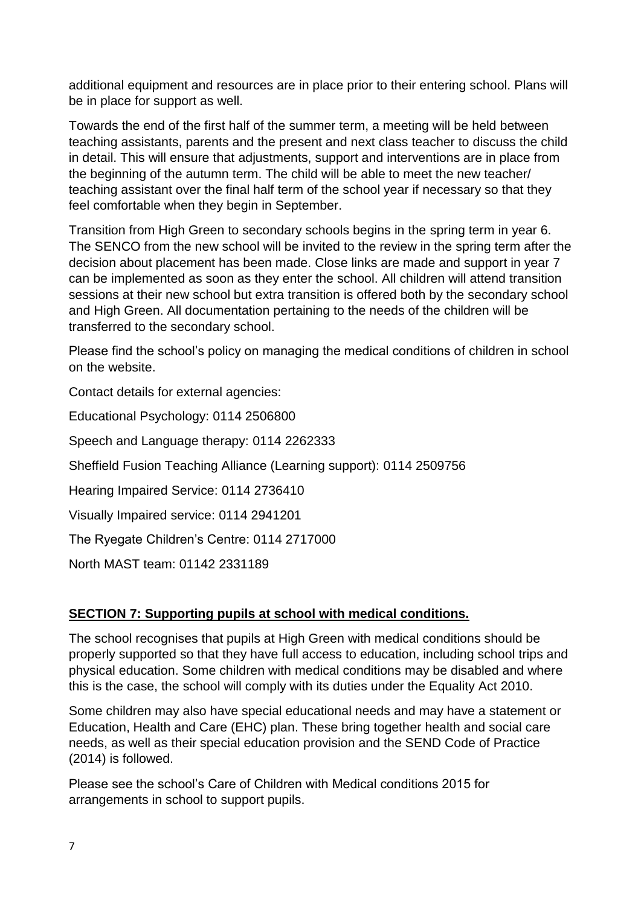additional equipment and resources are in place prior to their entering school. Plans will be in place for support as well.

Towards the end of the first half of the summer term, a meeting will be held between teaching assistants, parents and the present and next class teacher to discuss the child in detail. This will ensure that adjustments, support and interventions are in place from the beginning of the autumn term. The child will be able to meet the new teacher/ teaching assistant over the final half term of the school year if necessary so that they feel comfortable when they begin in September.

Transition from High Green to secondary schools begins in the spring term in year 6. The SENCO from the new school will be invited to the review in the spring term after the decision about placement has been made. Close links are made and support in year 7 can be implemented as soon as they enter the school. All children will attend transition sessions at their new school but extra transition is offered both by the secondary school and High Green. All documentation pertaining to the needs of the children will be transferred to the secondary school.

Please find the school's policy on managing the medical conditions of children in school on the website.

Contact details for external agencies:

Educational Psychology: 0114 2506800

Speech and Language therapy: 0114 2262333

Sheffield Fusion Teaching Alliance (Learning support): 0114 2509756

Hearing Impaired Service: 0114 2736410

Visually Impaired service: 0114 2941201

The Ryegate Children's Centre: 0114 2717000

North MAST team: 01142 2331189

## SECTION 7: Supporting pupils at school with medical conditions.

The school recognises that pupils at High Green with medical conditions should be properly supported so that they have full access to education, including school trips and physical education. Some children with medical conditions may be disabled and where this is the case, the school will comply with its duties under the Equality Act 2010.

Some children may also have special educational needs and may have a statement or Education, Health and Care (EHC) plan. These bring together health and social care needs, as well as their special education provision and the SEND Code of Practice (2014) is followed.

Please see the school's Care of Children with Medical conditions 2015 for arrangements in school to support pupils.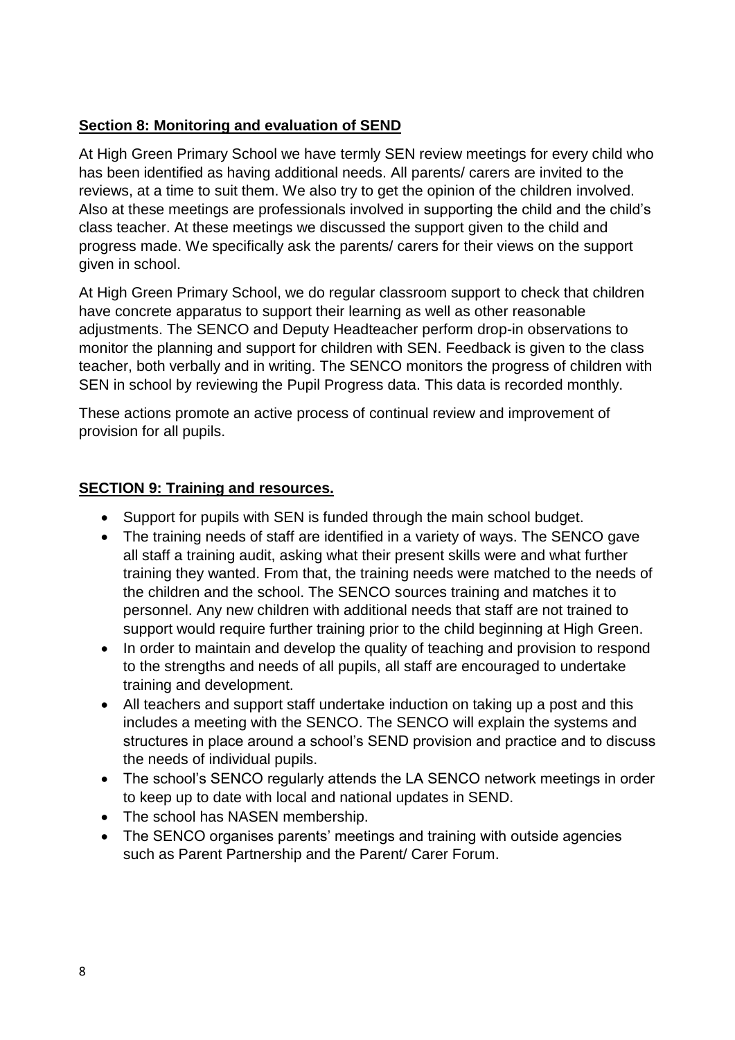## Section 8: Monitoring and evaluation of SEND

At High Green Primary School we have termly SEN review meetings for every child who has been identified as having additional needs. All parents/ carers are invited to the reviews, at a time to suit them. We also try to get the opinion of the children involved. Also at these meetings are professionals involved in supporting the child and the child's class teacher. At these meetings we discussed the support given to the child and progress made. We specifically ask the parents/ carers for their views on the support given in school.

At High Green Primary School, we do regular classroom support to check that children have concrete apparatus to support their learning as well as other reasonable adjustments. The SENCO and Deputy Headteacher perform drop-in observations to monitor the planning and support for children with SEN. Feedback is given to the class teacher, both verbally and in writing. The SENCO monitors the progress of children with SEN in school by reviewing the Pupil Progress data. This data is recorded monthly.

These actions promote an active process of continual review and improvement of provision for all pupils.

## SECTION 9: Training and resources.

- Support for pupils with SEN is funded through the main school budget.
- The training needs of staff are identified in a variety of ways. The SENCO gave all staff a training audit, asking what their present skills were and what further training they wanted. From that, the training needs were matched to the needs of the children and the school. The SENCO sources training and matches it to personnel. Any new children with additional needs that staff are not trained to support would require further training prior to the child beginning at High Green.
- In order to maintain and develop the quality of teaching and provision to respond to the strengths and needs of all pupils, all staff are encouraged to undertake training and development.
- All teachers and support staff undertake induction on taking up a post and this includes a meeting with the SENCO. The SENCO will explain the systems and structures in place around a school's SEND provision and practice and to discuss the needs of individual pupils.
- The school's SENCO regularly attends the LA SENCO network meetings in order to keep up to date with local and national updates in SEND.
- The school has NASEN membership.
- The SENCO organises parents' meetings and training with outside agencies such as Parent Partnership and the Parent/ Carer Forum.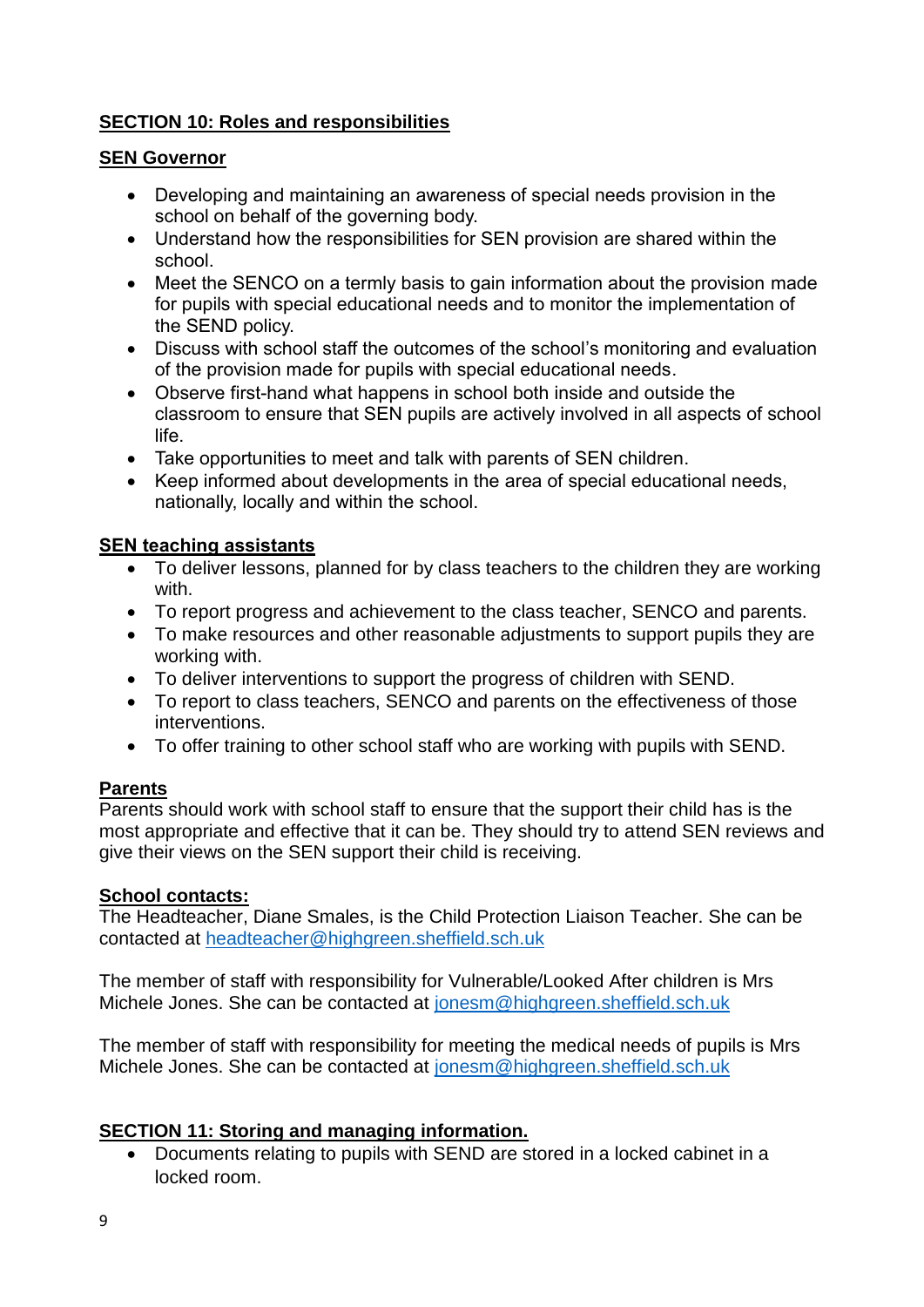## **SECTION 10: Roles and responsibilities**

### **SEN Governor**

- Developing and maintaining an awareness of special needs provision in the school on behalf of the governing body.
- Understand how the responsibilities for SEN provision are shared within the school.
- Meet the SENCO on a termly basis to gain information about the provision made for pupils with special educational needs and to monitor the implementation of the SEND policy.
- Discuss with school staff the outcomes of the school's monitoring and evaluation of the provision made for pupils with special educational needs.
- Observe first-hand what happens in school both inside and outside the classroom to ensure that SEN pupils are actively involved in all aspects of school life.
- Take opportunities to meet and talk with parents of SEN children.
- Keep informed about developments in the area of special educational needs, nationally, locally and within the school.

### **SEN teaching assistants**

- To deliver lessons, planned for by class teachers to the children they are working with.
- To report progress and achievement to the class teacher, SENCO and parents.
- To make resources and other reasonable adjustments to support pupils they are working with.
- To deliver interventions to support the progress of children with SEND.
- To report to class teachers, SENCO and parents on the effectiveness of those interventions.
- To offer training to other school staff who are working with pupils with SEND.

### **Parents**

Parents should work with school staff to ensure that the support their child has is the most appropriate and effective that it can be. They should try to attend SEN reviews and give their views on the SEN support their child is receiving.

### **School contacts:**

The Headteacher, Diane Smales, is the Child Protection Liaison Teacher. She can be contacted at headteacher@highgreen.sheffield.sch.uk

The member of staff with responsibility for Vulnerable/Looked After children is Mrs Michele Jones. She can be contacted at jonesm@highgreen.sheffield.sch.uk

The member of staff with responsibility for meeting the medical needs of pupils is Mrs Michele Jones. She can be contacted at jonesm@highgreen.sheffield.sch.uk

## **SECTION 11: Storing and managing information.**

- Documents relating to pupils with SEND are stored in a locked cabinet in a locked room.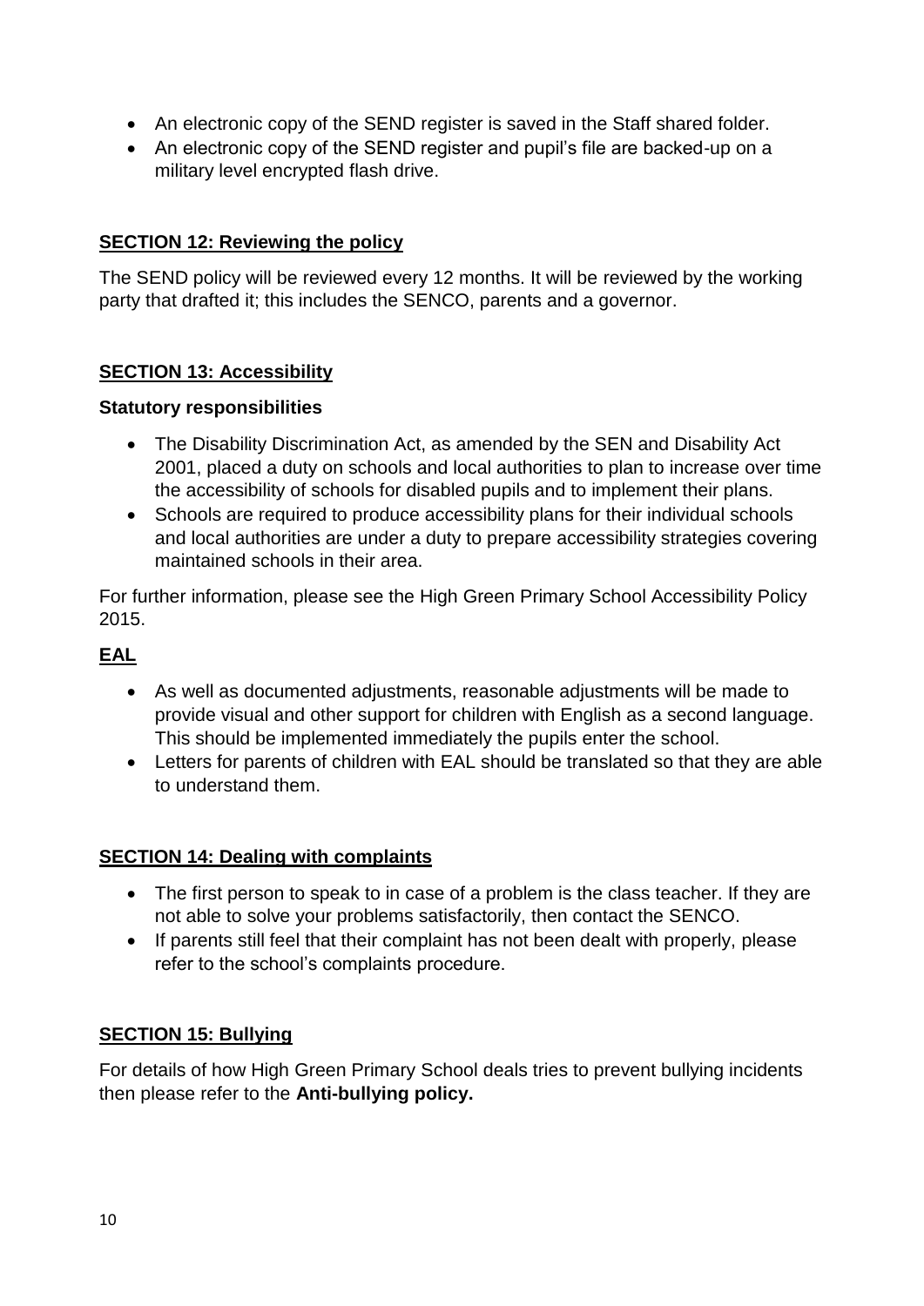- An electronic copy of the SEND register is saved in the Staff shared folder.
- An electronic copy of the SEND register and pupil's file are backed-up on a military level encrypted flash drive.

## SECTION 12: Reviewing the policy

The SEND policy will be reviewed every 12 months. It will be reviewed by the working party that drafted it; this includes the SENCO, parents and a governor.

## SECTION 13: Accessibility

### Statutory responsibilities

- The Disability Discrimination Act, as amended by the SEN and Disability Act 2001, placed a duty on schools and local authorities to plan to increase over time the accessibility of schools for disabled pupils and to implement their plans.
- Schools are required to produce accessibility plans for their individual schools and local authorities are under a duty to prepare accessibility strategies covering maintained schools in their area.

For further information, please see the High Green Primary School Accessibility Policy 2015.

### EAL

- As well as documented adjustments, reasonable adjustments will be made to provide visual and other support for children with English as a second language. This should be implemented immediately the pupils enter the school.
- Letters for parents of children with EAL should be translated so that they are able to understand them.

## SECTION 14: Dealing with complaints

- The first person to speak to in case of a problem is the class teacher. If they are not able to solve your problems satisfactorily, then contact the SENCO.
- If parents still feel that their complaint has not been dealt with properly, please refer to the school's complaints procedure.

## SECTION 15: Bullying

For details of how High Green Primary School deals tries to prevent bullying incidents then please refer to the **Anti-bullying policy.**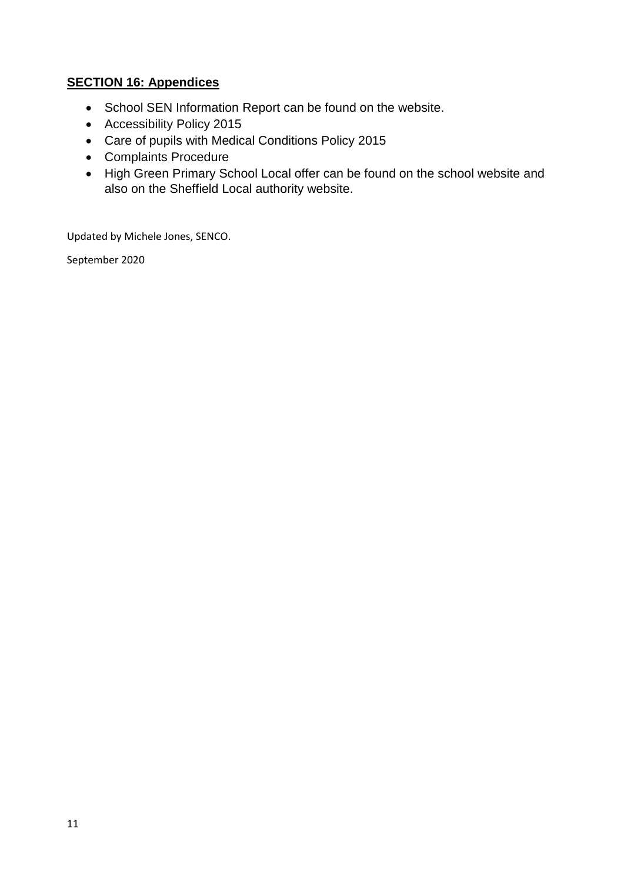## SECTION 16: Appendices

- School SEN Information Report can be found on the website.
- Accessibility Policy 2015
- Care of pupils with Medical Conditions Policy 2015
- Complaints Procedure
- High Green Primary School Local offer can be found on the school website and also on the Sheffield Local authority website.

Updated by Michele Jones, SENCO.

September 2020